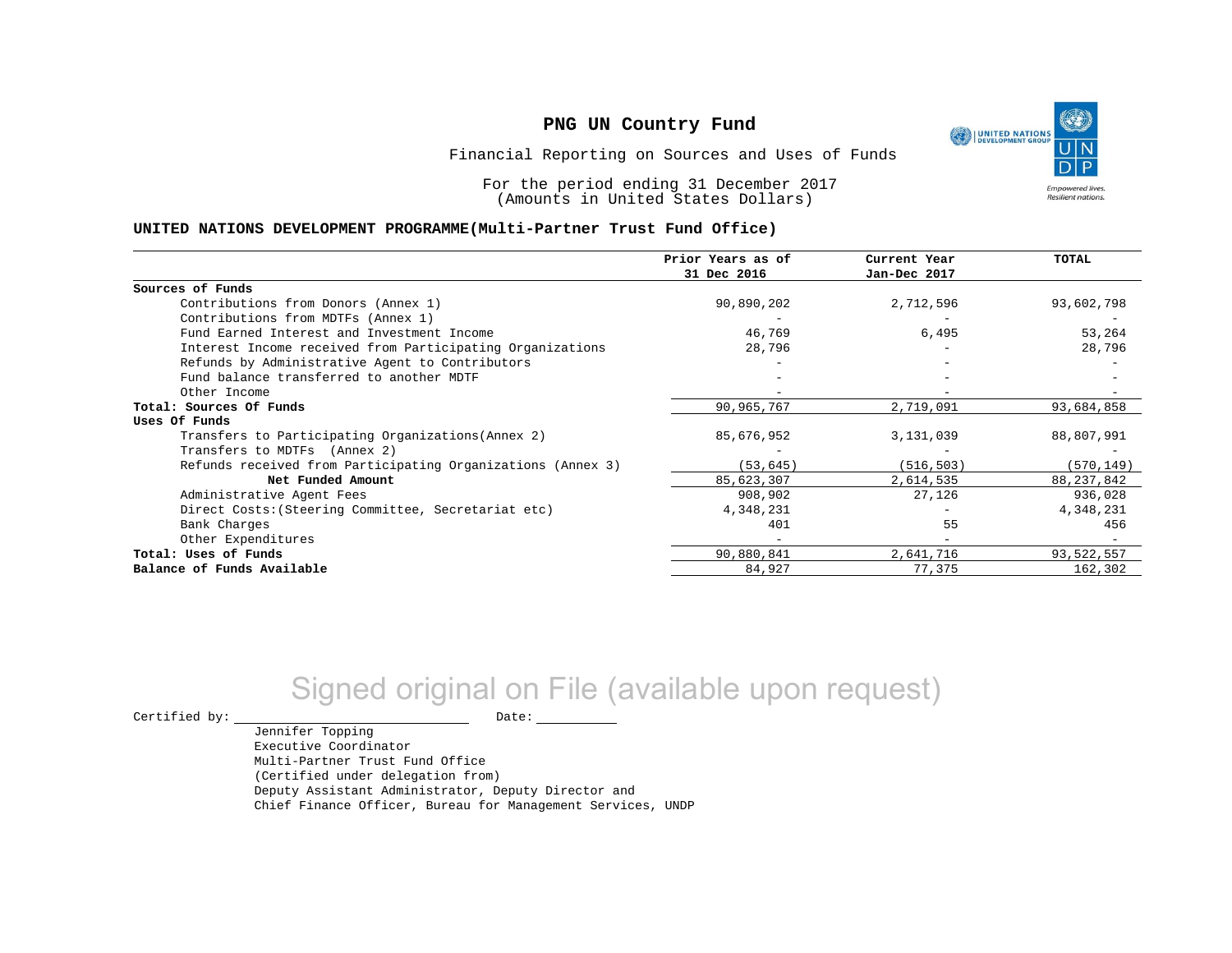# PNG UN Country Fund

Financial Reporting on Sources and Uses of Funds

For the period ending 31 December 2017
(Amounts in United States Dollars)

**UNITED NATIONS DEVELOPMENT PROGRAMME(Multi-Partner Trust Fund Office)**

| | Prior Years as of 31 Dec 2016 | Current Year Jan-Dec 2017 | TOTAL |
|---|---|---|---|
| **Sources of Funds** | | | |
| Contributions from Donors (Annex 1) | 90,890,202 | 2,712,596 | 93,602,798 |
| Contributions from MDTFs (Annex 1) | - | - | - |
| Fund Earned Interest and Investment Income | 46,769 | 6,495 | 53,264 |
| Interest Income received from Participating Organizations | 28,796 | - | 28,796 |
| Refunds by Administrative Agent to Contributors | - | - | - |
| Fund balance transferred to another MDTF | - | - | - |
| Other Income | - | - | - |
| **Total: Sources Of Funds** | 90,965,767 | 2,719,091 | 93,684,858 |
| **Uses Of Funds** | | | |
| Transfers to Participating Organizations(Annex 2) | 85,676,952 | 3,131,039 | 88,807,991 |
| Transfers to MDTFs (Annex 2) | - | - | - |
| Refunds received from Participating Organizations (Annex 3) | (53,645) | (516,503) | (570,149) |
| **Net Funded Amount** | 85,623,307 | 2,614,535 | 88,237,842 |
| Administrative Agent Fees | 908,902 | 27,126 | 936,028 |
| Direct Costs:(Steering Committee, Secretariat etc) | 4,348,231 | - | 4,348,231 |
| Bank Charges | 401 | 55 | 456 |
| Other Expenditures | - | - | - |
| **Total: Uses of Funds** | 90,880,841 | 2,641,716 | 93,522,557 |
| **Balance of Funds Available** | 84,927 | 77,375 | 162,302 |

Signed original on File (available upon request)

Certified by: \_\_\_\_\_\_\_\_\_\_\_\_\_\_\_\_\_\_\_\_\_\_\_\_ Date: \_\_\_\_\_\_\_\_\_\_

Jennifer Topping
Executive Coordinator
Multi-Partner Trust Fund Office
(Certified under delegation from)
Deputy Assistant Administrator, Deputy Director and
Chief Finance Officer, Bureau for Management Services, UNDP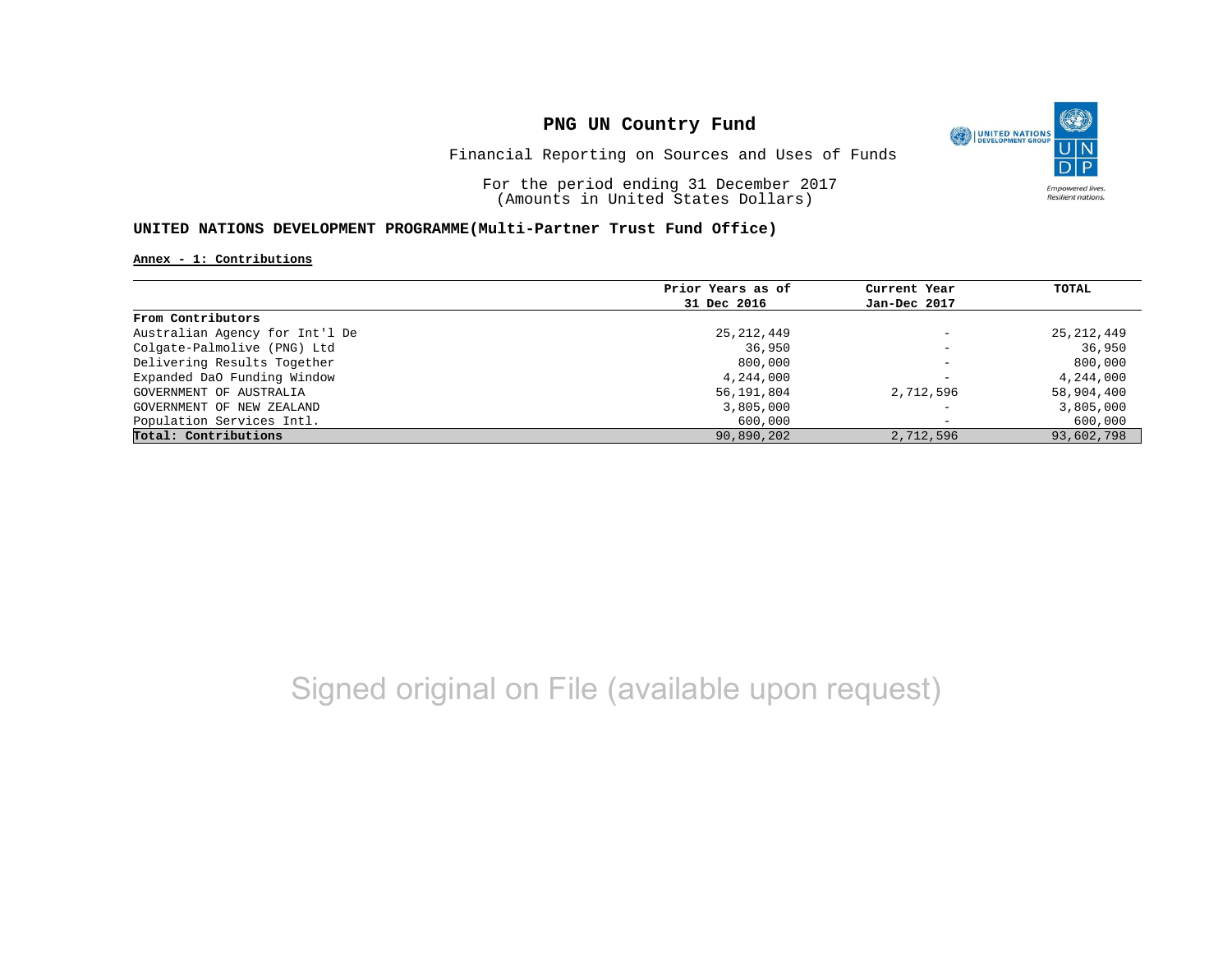# PNG UN Country Fund

Financial Reporting on Sources and Uses of Funds

For the period ending 31 December 2017
(Amounts in United States Dollars)

## UNITED NATIONS DEVELOPMENT PROGRAMME(Multi-Partner Trust Fund Office)

**Annex - 1: Contributions**

| | Prior Years as of 31 Dec 2016 | Current Year Jan-Dec 2017 | TOTAL |
|---|---:|---:|---:|
| **From Contributors** | | | |
| Australian Agency for Int'l De | 25,212,449 | - | 25,212,449 |
| Colgate-Palmolive (PNG) Ltd | 36,950 | - | 36,950 |
| Delivering Results Together | 800,000 | - | 800,000 |
| Expanded DaO Funding Window | 4,244,000 | - | 4,244,000 |
| GOVERNMENT OF AUSTRALIA | 56,191,804 | 2,712,596 | 58,904,400 |
| GOVERNMENT OF NEW ZEALAND | 3,805,000 | - | 3,805,000 |
| Population Services Intl. | 600,000 | - | 600,000 |
| **Total: Contributions** | 90,890,202 | 2,712,596 | 93,602,798 |

Signed original on File (available upon request)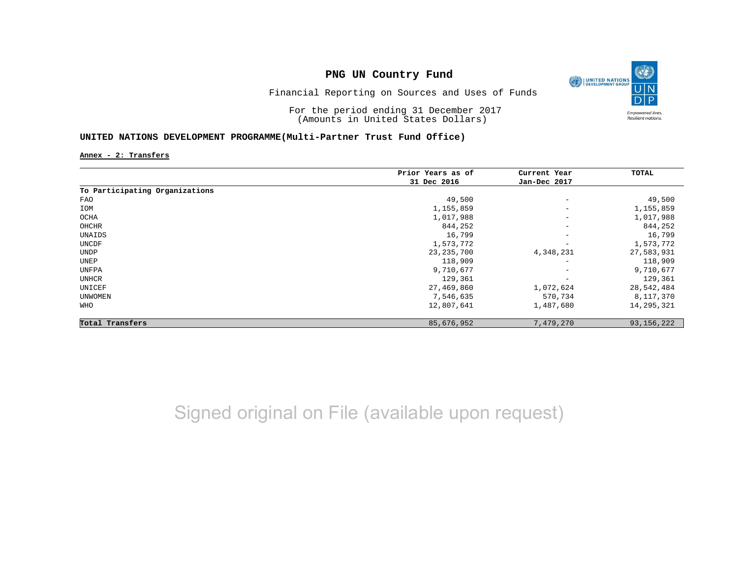# PNG UN Country Fund

Financial Reporting on Sources and Uses of Funds

For the period ending 31 December 2017
(Amounts in United States Dollars)

## UNITED NATIONS DEVELOPMENT PROGRAMME(Multi-Partner Trust Fund Office)

**Annex - 2: Transfers**

| | Prior Years as of 31 Dec 2016 | Current Year Jan-Dec 2017 | TOTAL |
|---|---|---|---|
| **To Participating Organizations** | | | |
| FAO | 49,500 | - | 49,500 |
| IOM | 1,155,859 | - | 1,155,859 |
| OCHA | 1,017,988 | - | 1,017,988 |
| OHCHR | 844,252 | - | 844,252 |
| UNAIDS | 16,799 | - | 16,799 |
| UNCDF | 1,573,772 | - | 1,573,772 |
| UNDP | 23,235,700 | 4,348,231 | 27,583,931 |
| UNEP | 118,909 | - | 118,909 |
| UNFPA | 9,710,677 | - | 9,710,677 |
| UNHCR | 129,361 | - | 129,361 |
| UNICEF | 27,469,860 | 1,072,624 | 28,542,484 |
| UNWOMEN | 7,546,635 | 570,734 | 8,117,370 |
| WHO | 12,807,641 | 1,487,680 | 14,295,321 |
| **Total Transfers** | 85,676,952 | 7,479,270 | 93,156,222 |

Signed original on File (available upon request)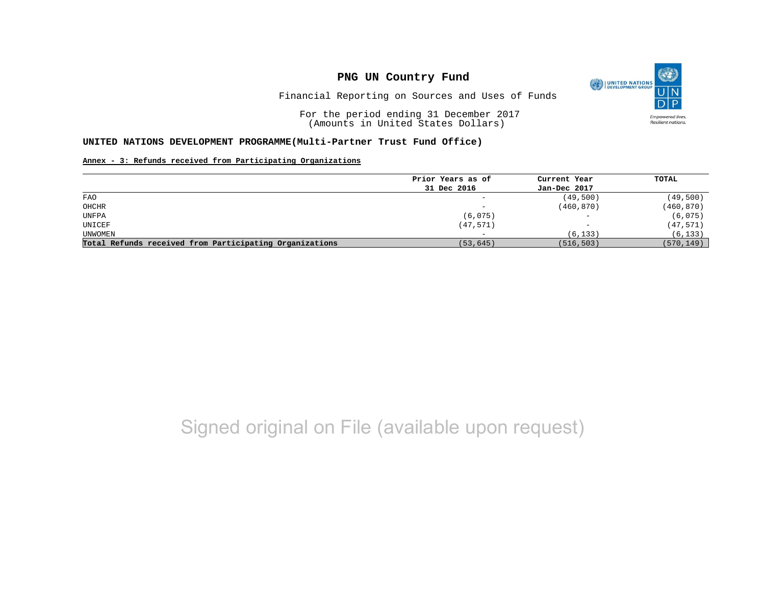# PNG UN Country Fund

Financial Reporting on Sources and Uses of Funds

For the period ending 31 December 2017
(Amounts in United States Dollars)

**UNITED NATIONS DEVELOPMENT PROGRAMME(Multi-Partner Trust Fund Office)**

**Annex - 3: Refunds received from Participating Organizations**

| | Prior Years as of 31 Dec 2016 | Current Year Jan-Dec 2017 | TOTAL |
|---|---|---|---|
| FAO | - | (49,500) | (49,500) |
| OHCHR | - | (460,870) | (460,870) |
| UNFPA | (6,075) | - | (6,075) |
| UNICEF | (47,571) | - | (47,571) |
| UNWOMEN | - | (6,133) | (6,133) |
| **Total Refunds received from Participating Organizations** | (53,645) | (516,503) | (570,149) |

Signed original on File (available upon request)